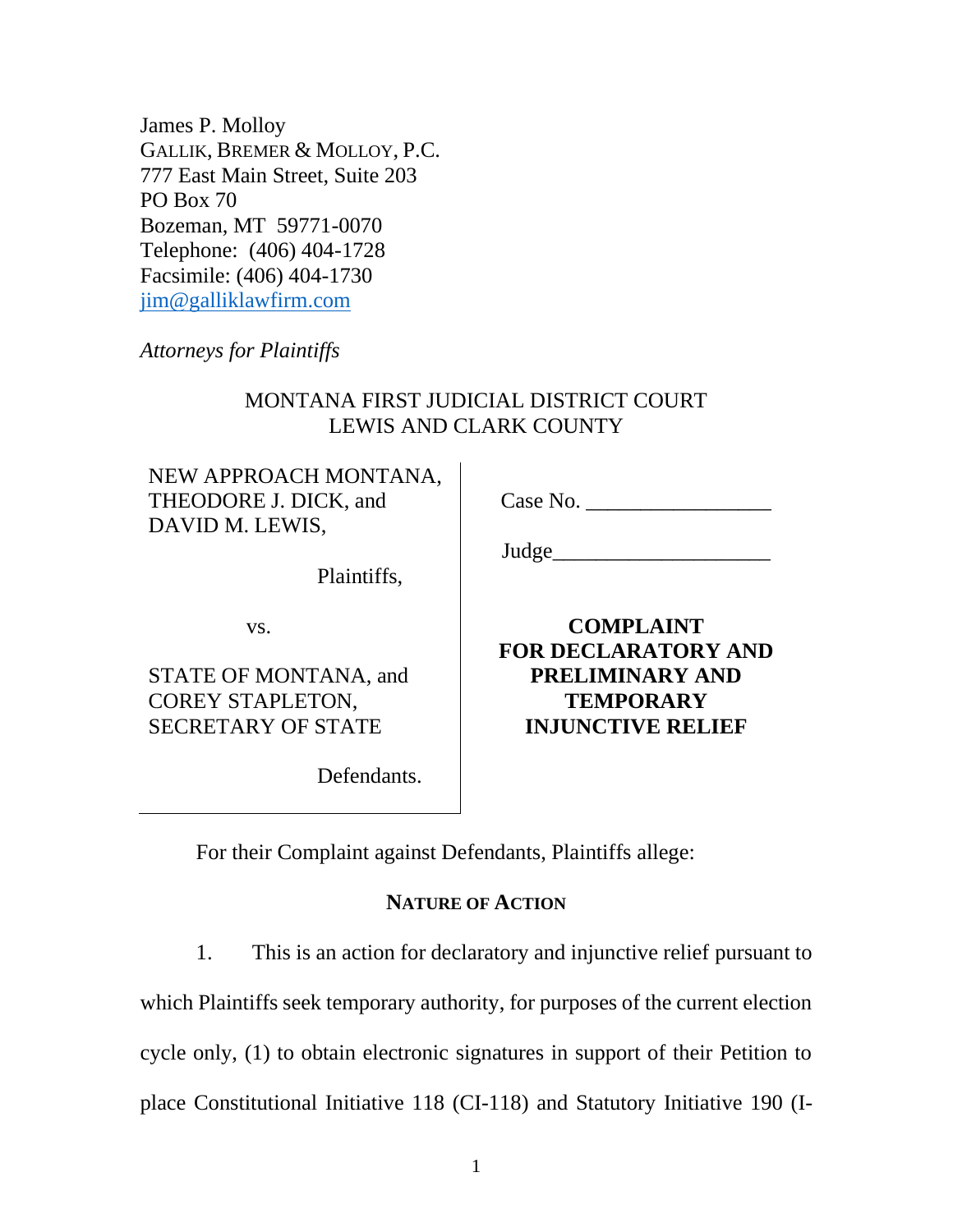James P. Molloy
GALLIK, BREMER & MOLLOY, P.C.
777 East Main Street, Suite 203
PO Box 70
Bozeman, MT 59771-0070
Telephone: (406) 404-1728
Facsimile: (406) 404-1730
jim@galliklawfirm.com

*Attorneys for Plaintiffs*

MONTANA FIRST JUDICIAL DISTRICT COURT
LEWIS AND CLARK COUNTY

| | |
|---|---|
| NEW APPROACH MONTANA, THEODORE J. DICK, and DAVID M. LEWIS,<br><br>Plaintiffs,<br><br>vs.<br><br>STATE OF MONTANA, and COREY STAPLETON, SECRETARY OF STATE<br><br>Defendants. | Case No. _________________<br><br>Judge____________________<br><br>**COMPLAINT FOR DECLARATORY AND PRELIMINARY AND TEMPORARY INJUNCTIVE RELIEF** |

For their Complaint against Defendants, Plaintiffs allege:

## NATURE OF ACTION

1. This is an action for declaratory and injunctive relief pursuant to which Plaintiffs seek temporary authority, for purposes of the current election cycle only, (1) to obtain electronic signatures in support of their Petition to place Constitutional Initiative 118 (CI-118) and Statutory Initiative 190 (I-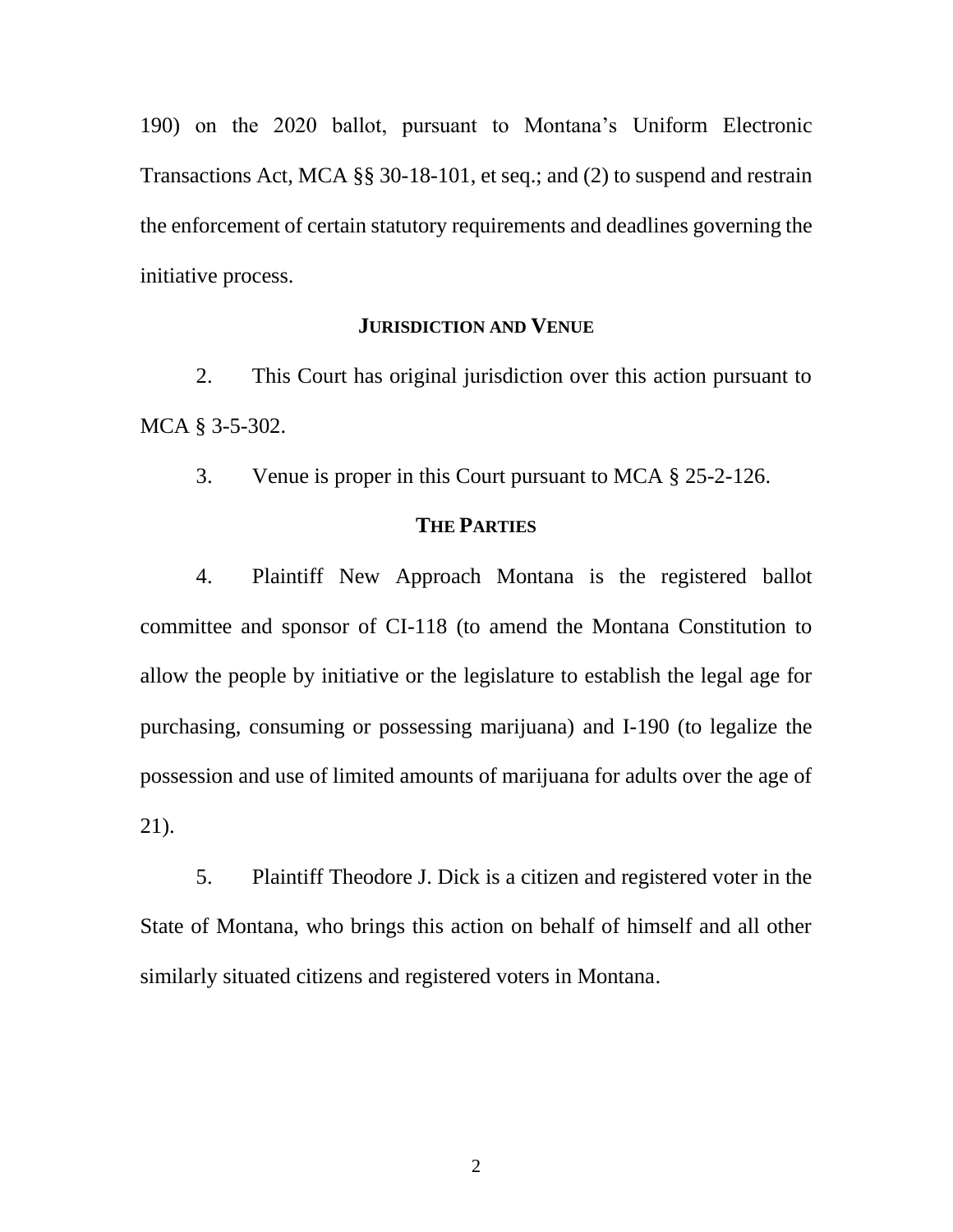190) on the 2020 ballot, pursuant to Montana's Uniform Electronic Transactions Act, MCA §§ 30-18-101, et seq.; and (2) to suspend and restrain the enforcement of certain statutory requirements and deadlines governing the initiative process.

## JURISDICTION AND VENUE

2. This Court has original jurisdiction over this action pursuant to MCA § 3-5-302.

3. Venue is proper in this Court pursuant to MCA § 25-2-126.

## THE PARTIES

4. Plaintiff New Approach Montana is the registered ballot committee and sponsor of CI-118 (to amend the Montana Constitution to allow the people by initiative or the legislature to establish the legal age for purchasing, consuming or possessing marijuana) and I-190 (to legalize the possession and use of limited amounts of marijuana for adults over the age of 21).

5. Plaintiff Theodore J. Dick is a citizen and registered voter in the State of Montana, who brings this action on behalf of himself and all other similarly situated citizens and registered voters in Montana.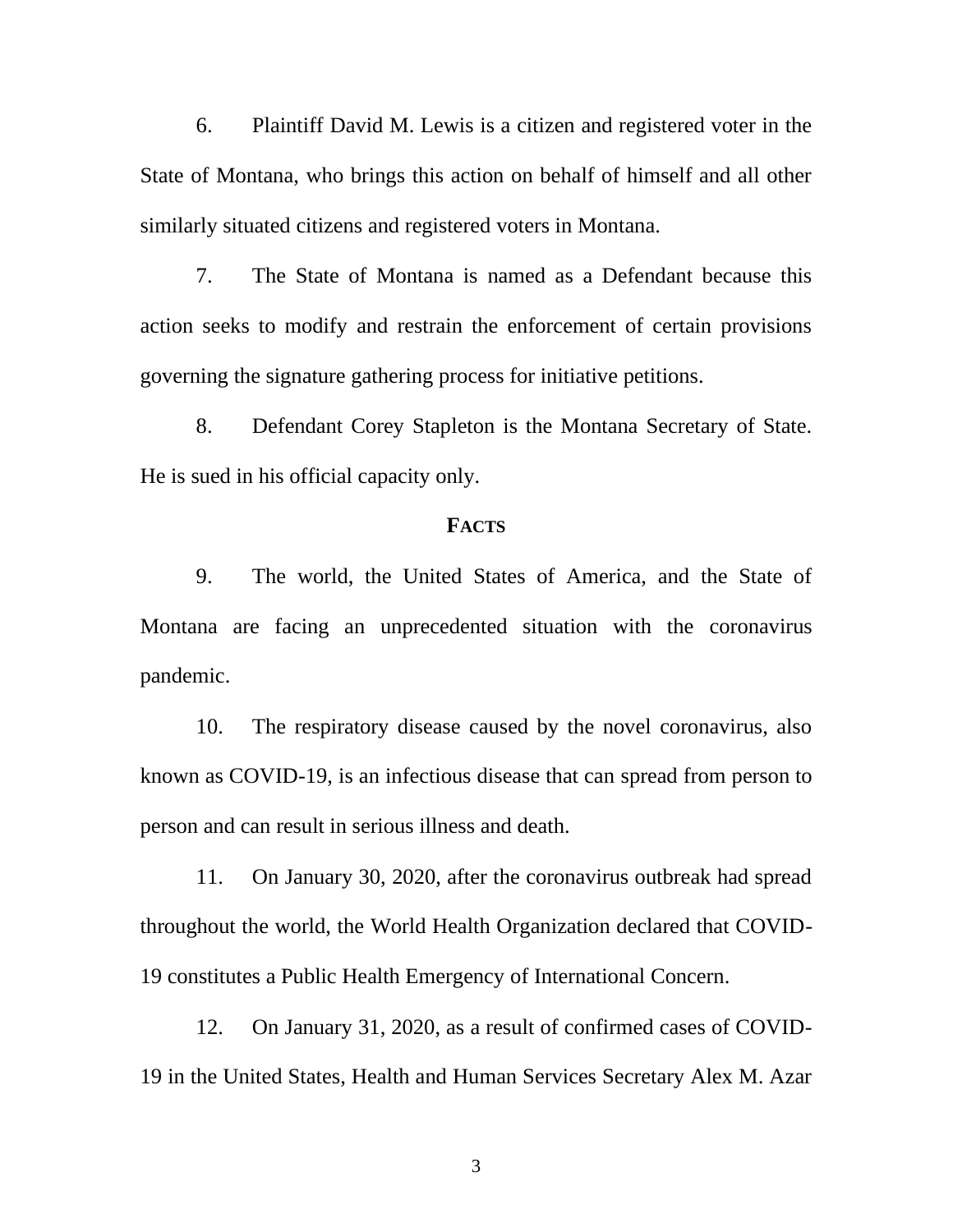6. Plaintiff David M. Lewis is a citizen and registered voter in the State of Montana, who brings this action on behalf of himself and all other similarly situated citizens and registered voters in Montana.

7. The State of Montana is named as a Defendant because this action seeks to modify and restrain the enforcement of certain provisions governing the signature gathering process for initiative petitions.

8. Defendant Corey Stapleton is the Montana Secretary of State. He is sued in his official capacity only.

## FACTS

9. The world, the United States of America, and the State of Montana are facing an unprecedented situation with the coronavirus pandemic.

10. The respiratory disease caused by the novel coronavirus, also known as COVID-19, is an infectious disease that can spread from person to person and can result in serious illness and death.

11. On January 30, 2020, after the coronavirus outbreak had spread throughout the world, the World Health Organization declared that COVID-19 constitutes a Public Health Emergency of International Concern.

12. On January 31, 2020, as a result of confirmed cases of COVID-19 in the United States, Health and Human Services Secretary Alex M. Azar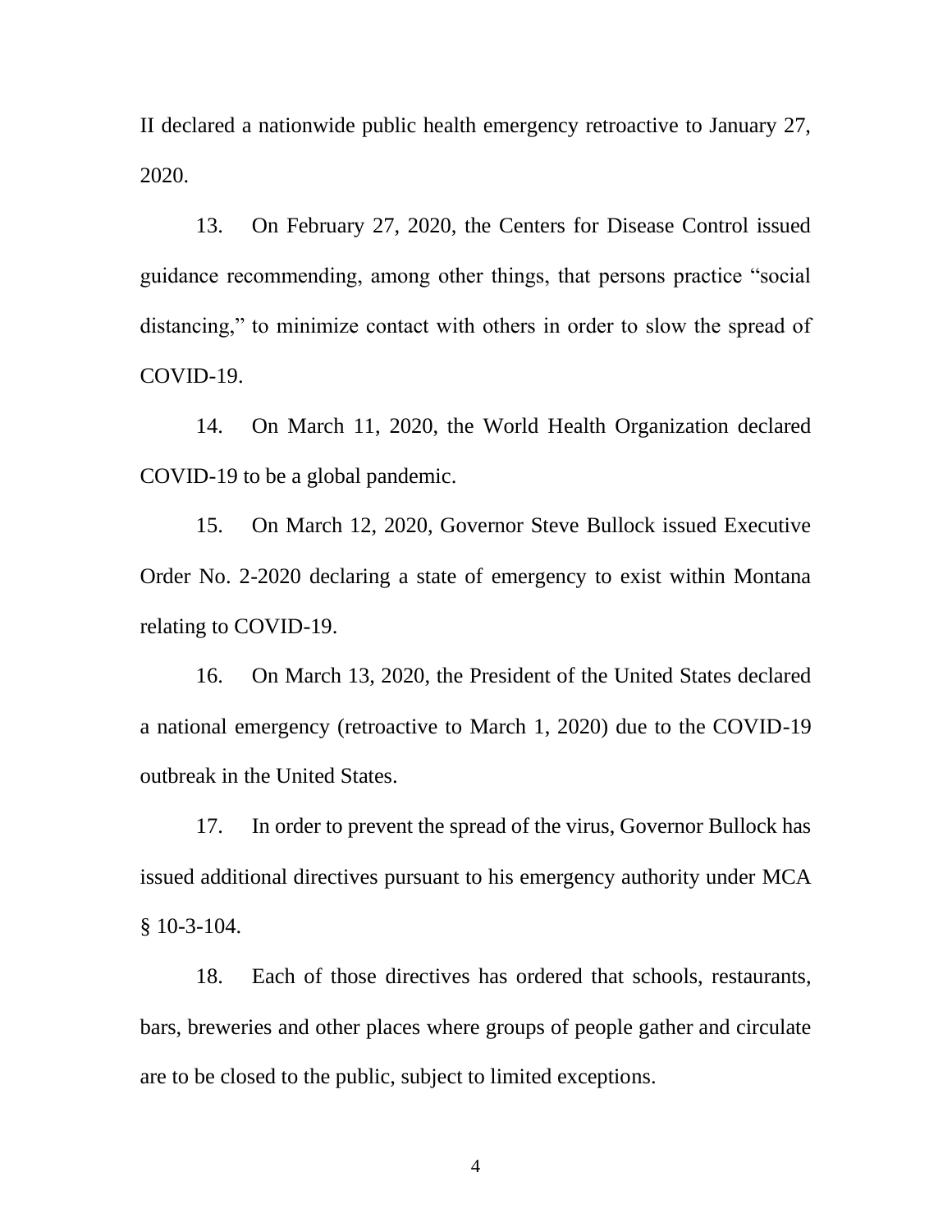II declared a nationwide public health emergency retroactive to January 27, 2020.

13. On February 27, 2020, the Centers for Disease Control issued guidance recommending, among other things, that persons practice "social distancing," to minimize contact with others in order to slow the spread of COVID-19.

14. On March 11, 2020, the World Health Organization declared COVID-19 to be a global pandemic.

15. On March 12, 2020, Governor Steve Bullock issued Executive Order No. 2-2020 declaring a state of emergency to exist within Montana relating to COVID-19.

16. On March 13, 2020, the President of the United States declared a national emergency (retroactive to March 1, 2020) due to the COVID-19 outbreak in the United States.

17. In order to prevent the spread of the virus, Governor Bullock has issued additional directives pursuant to his emergency authority under MCA § 10-3-104.

18. Each of those directives has ordered that schools, restaurants, bars, breweries and other places where groups of people gather and circulate are to be closed to the public, subject to limited exceptions.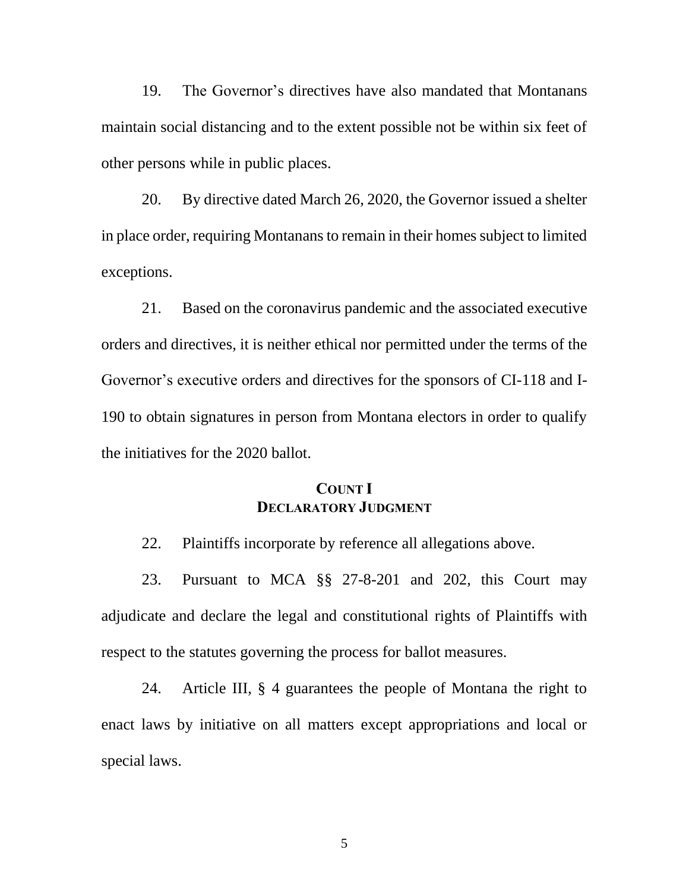19. The Governor's directives have also mandated that Montanans maintain social distancing and to the extent possible not be within six feet of other persons while in public places.

20. By directive dated March 26, 2020, the Governor issued a shelter in place order, requiring Montanans to remain in their homes subject to limited exceptions.

21. Based on the coronavirus pandemic and the associated executive orders and directives, it is neither ethical nor permitted under the terms of the Governor's executive orders and directives for the sponsors of CI-118 and I-190 to obtain signatures in person from Montana electors in order to qualify the initiatives for the 2020 ballot.

## COUNT I
## DECLARATORY JUDGMENT

22. Plaintiffs incorporate by reference all allegations above.

23. Pursuant to MCA §§ 27-8-201 and 202, this Court may adjudicate and declare the legal and constitutional rights of Plaintiffs with respect to the statutes governing the process for ballot measures.

24. Article III, § 4 guarantees the people of Montana the right to enact laws by initiative on all matters except appropriations and local or special laws.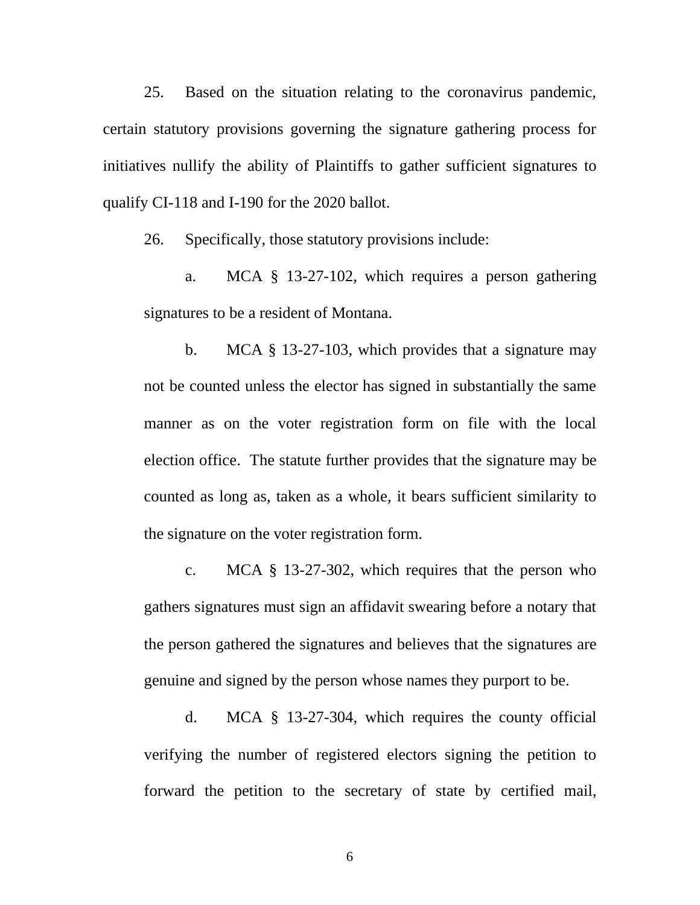25. Based on the situation relating to the coronavirus pandemic, certain statutory provisions governing the signature gathering process for initiatives nullify the ability of Plaintiffs to gather sufficient signatures to qualify CI-118 and I-190 for the 2020 ballot.

26. Specifically, those statutory provisions include:

a. MCA § 13-27-102, which requires a person gathering signatures to be a resident of Montana.

b. MCA § 13-27-103, which provides that a signature may not be counted unless the elector has signed in substantially the same manner as on the voter registration form on file with the local election office. The statute further provides that the signature may be counted as long as, taken as a whole, it bears sufficient similarity to the signature on the voter registration form.

c. MCA § 13-27-302, which requires that the person who gathers signatures must sign an affidavit swearing before a notary that the person gathered the signatures and believes that the signatures are genuine and signed by the person whose names they purport to be.

d. MCA § 13-27-304, which requires the county official verifying the number of registered electors signing the petition to forward the petition to the secretary of state by certified mail,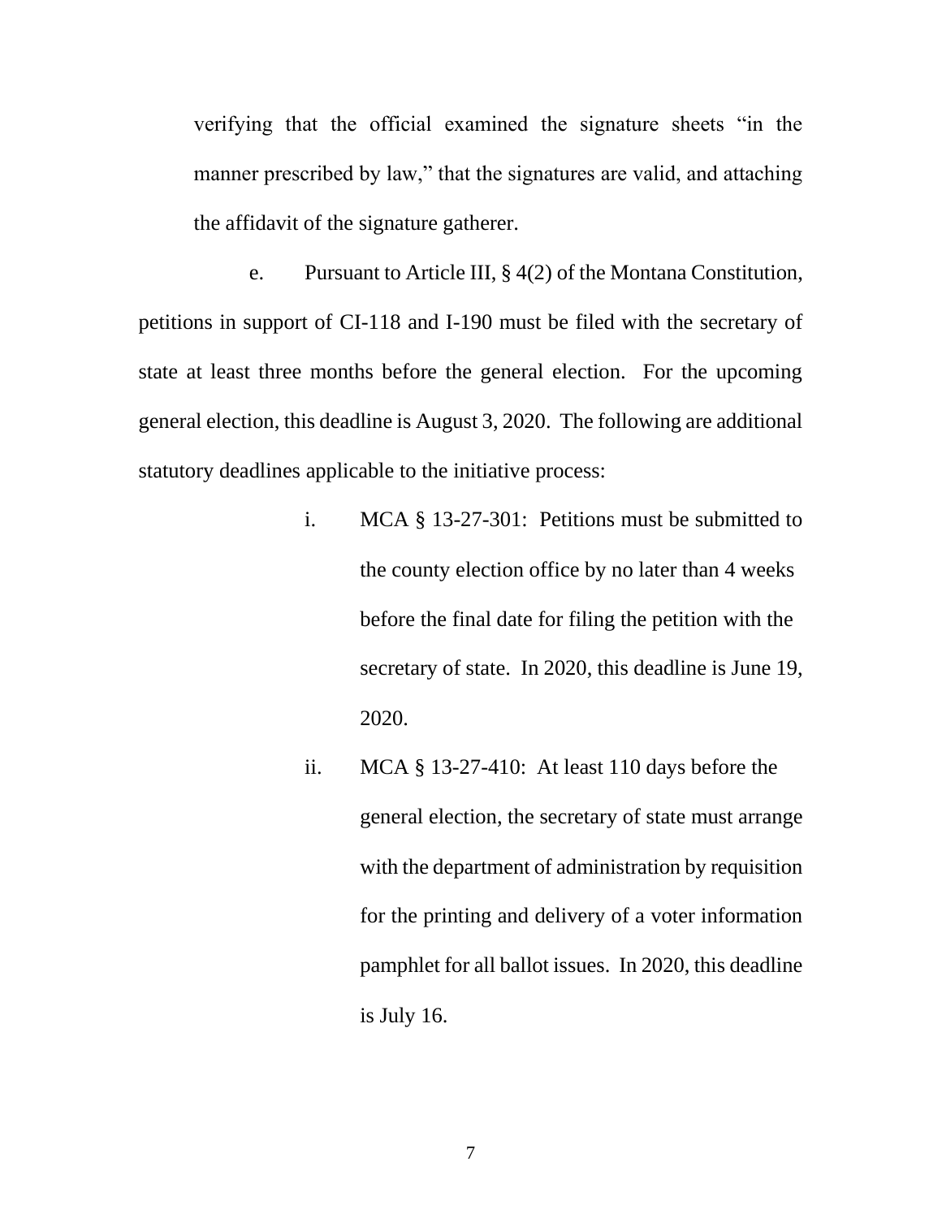verifying that the official examined the signature sheets "in the manner prescribed by law," that the signatures are valid, and attaching the affidavit of the signature gatherer.

e. Pursuant to Article III, § 4(2) of the Montana Constitution, petitions in support of CI-118 and I-190 must be filed with the secretary of state at least three months before the general election. For the upcoming general election, this deadline is August 3, 2020. The following are additional statutory deadlines applicable to the initiative process:

i. MCA § 13-27-301: Petitions must be submitted to the county election office by no later than 4 weeks before the final date for filing the petition with the secretary of state. In 2020, this deadline is June 19, 2020.

ii. MCA § 13-27-410: At least 110 days before the general election, the secretary of state must arrange with the department of administration by requisition for the printing and delivery of a voter information pamphlet for all ballot issues. In 2020, this deadline is July 16.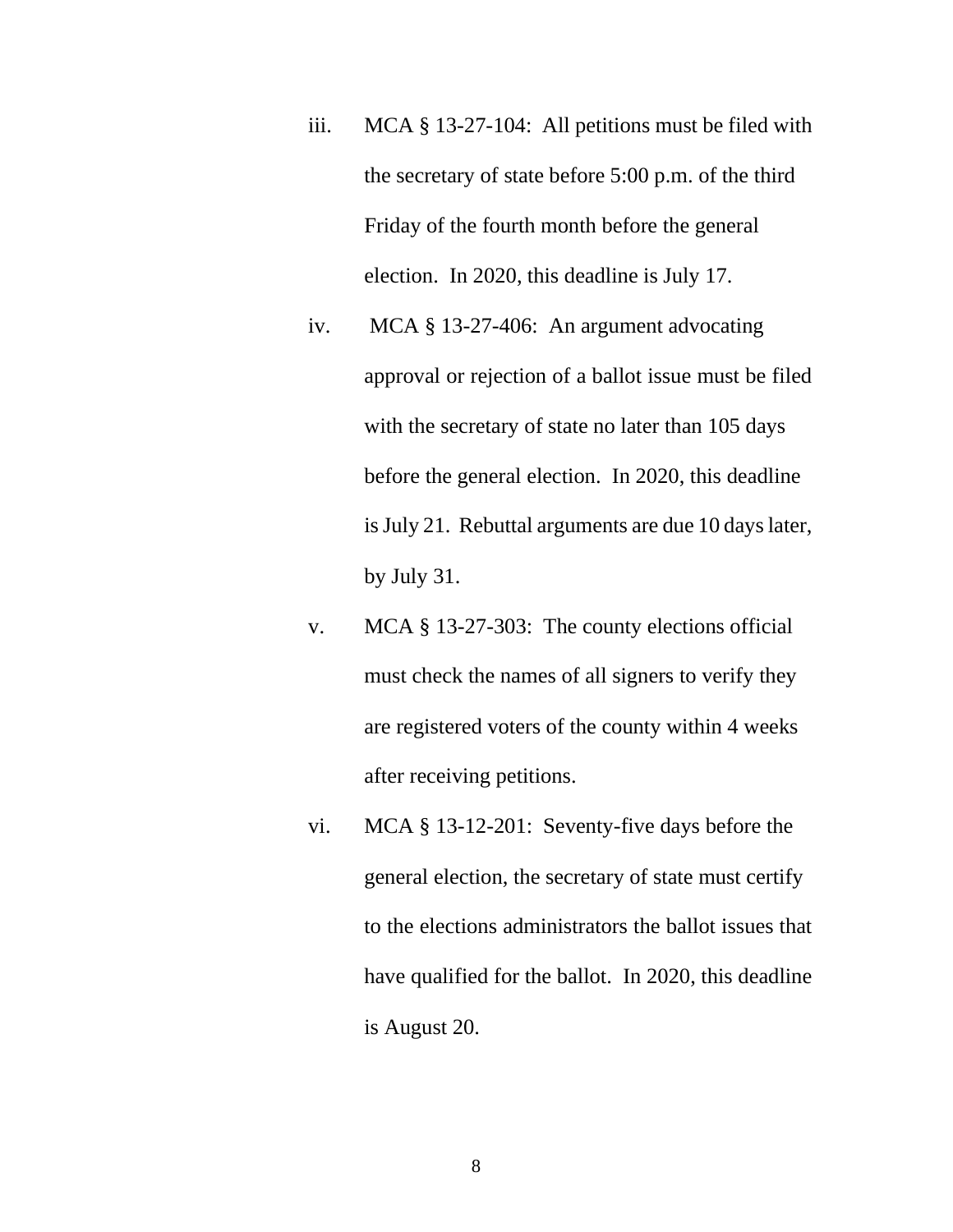iii. MCA § 13-27-104: All petitions must be filed with the secretary of state before 5:00 p.m. of the third Friday of the fourth month before the general election. In 2020, this deadline is July 17.

iv. MCA § 13-27-406: An argument advocating approval or rejection of a ballot issue must be filed with the secretary of state no later than 105 days before the general election. In 2020, this deadline is July 21. Rebuttal arguments are due 10 days later, by July 31.

v. MCA § 13-27-303: The county elections official must check the names of all signers to verify they are registered voters of the county within 4 weeks after receiving petitions.

vi. MCA § 13-12-201: Seventy-five days before the general election, the secretary of state must certify to the elections administrators the ballot issues that have qualified for the ballot. In 2020, this deadline is August 20.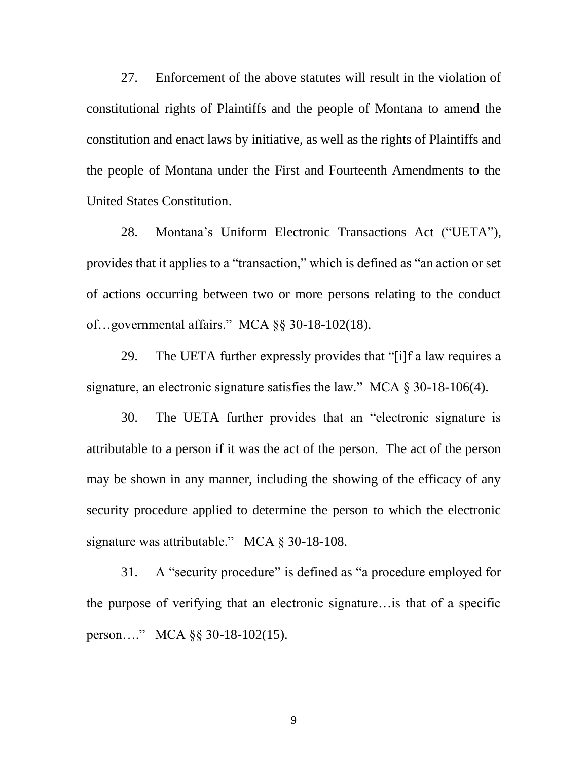27. Enforcement of the above statutes will result in the violation of constitutional rights of Plaintiffs and the people of Montana to amend the constitution and enact laws by initiative, as well as the rights of Plaintiffs and the people of Montana under the First and Fourteenth Amendments to the United States Constitution.

28. Montana's Uniform Electronic Transactions Act ("UETA"), provides that it applies to a "transaction," which is defined as "an action or set of actions occurring between two or more persons relating to the conduct of…governmental affairs." MCA §§ 30-18-102(18).

29. The UETA further expressly provides that "[i]f a law requires a signature, an electronic signature satisfies the law." MCA § 30-18-106(4).

30. The UETA further provides that an "electronic signature is attributable to a person if it was the act of the person. The act of the person may be shown in any manner, including the showing of the efficacy of any security procedure applied to determine the person to which the electronic signature was attributable." MCA § 30-18-108.

31. A "security procedure" is defined as "a procedure employed for the purpose of verifying that an electronic signature…is that of a specific person…." MCA §§ 30-18-102(15).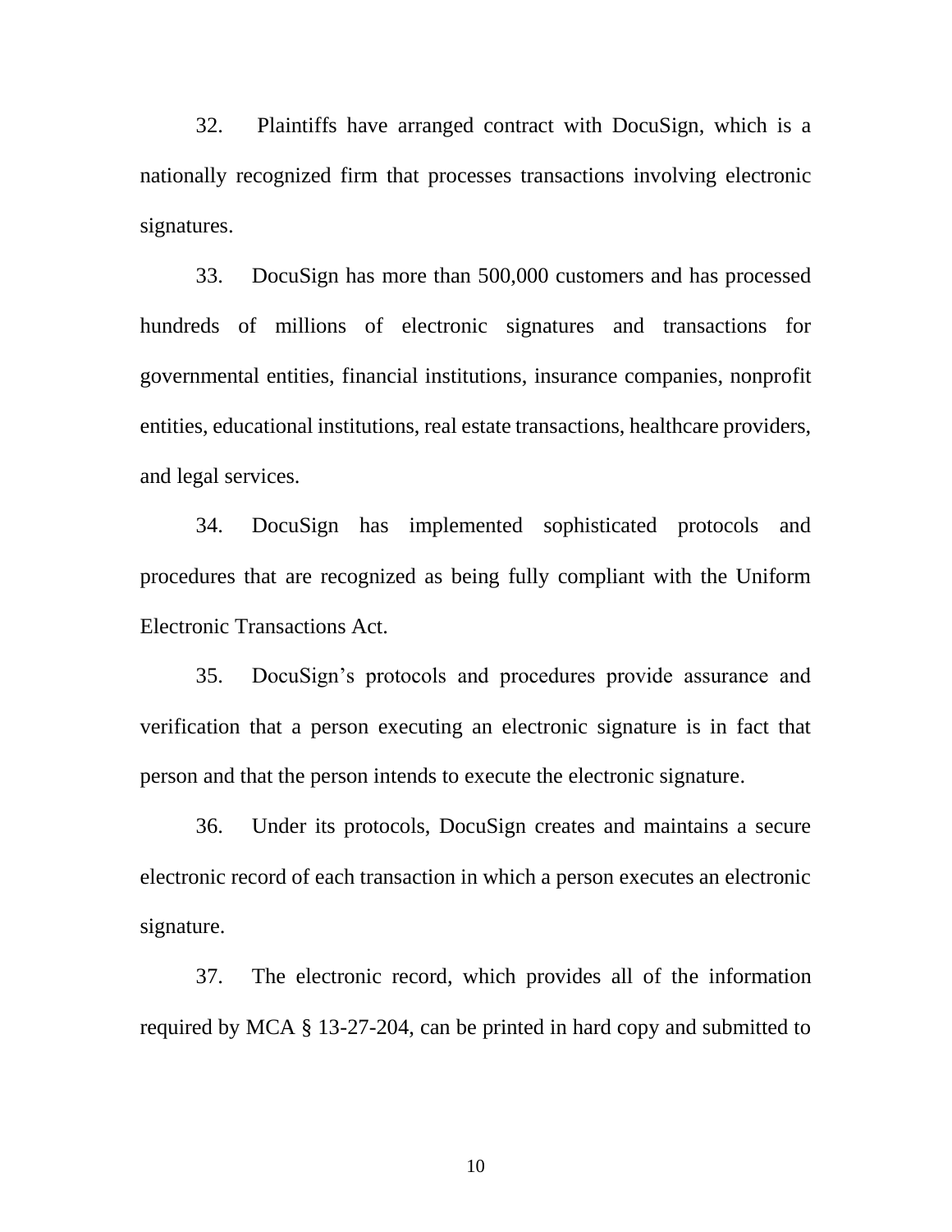32. Plaintiffs have arranged contract with DocuSign, which is a nationally recognized firm that processes transactions involving electronic signatures.

33. DocuSign has more than 500,000 customers and has processed hundreds of millions of electronic signatures and transactions for governmental entities, financial institutions, insurance companies, nonprofit entities, educational institutions, real estate transactions, healthcare providers, and legal services.

34. DocuSign has implemented sophisticated protocols and procedures that are recognized as being fully compliant with the Uniform Electronic Transactions Act.

35. DocuSign's protocols and procedures provide assurance and verification that a person executing an electronic signature is in fact that person and that the person intends to execute the electronic signature.

36. Under its protocols, DocuSign creates and maintains a secure electronic record of each transaction in which a person executes an electronic signature.

37. The electronic record, which provides all of the information required by MCA § 13-27-204, can be printed in hard copy and submitted to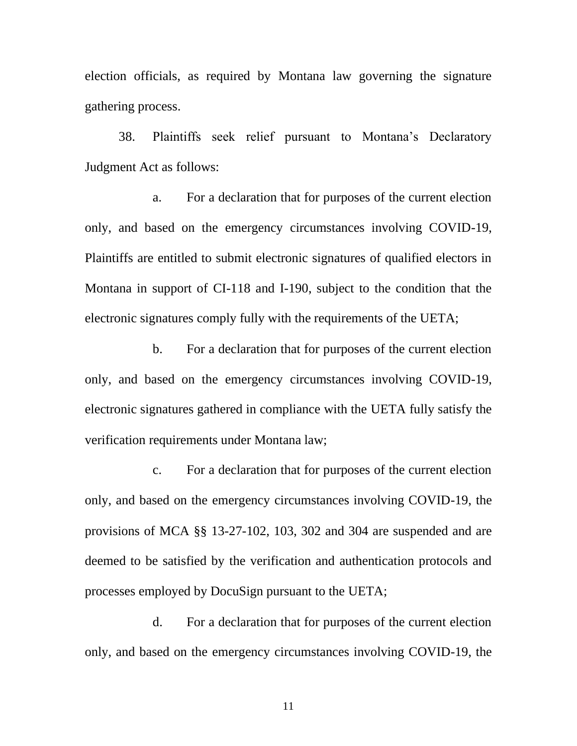election officials, as required by Montana law governing the signature gathering process.

38. Plaintiffs seek relief pursuant to Montana's Declaratory Judgment Act as follows:

a. For a declaration that for purposes of the current election only, and based on the emergency circumstances involving COVID-19, Plaintiffs are entitled to submit electronic signatures of qualified electors in Montana in support of CI-118 and I-190, subject to the condition that the electronic signatures comply fully with the requirements of the UETA;

b. For a declaration that for purposes of the current election only, and based on the emergency circumstances involving COVID-19, electronic signatures gathered in compliance with the UETA fully satisfy the verification requirements under Montana law;

c. For a declaration that for purposes of the current election only, and based on the emergency circumstances involving COVID-19, the provisions of MCA §§ 13-27-102, 103, 302 and 304 are suspended and are deemed to be satisfied by the verification and authentication protocols and processes employed by DocuSign pursuant to the UETA;

d. For a declaration that for purposes of the current election only, and based on the emergency circumstances involving COVID-19, the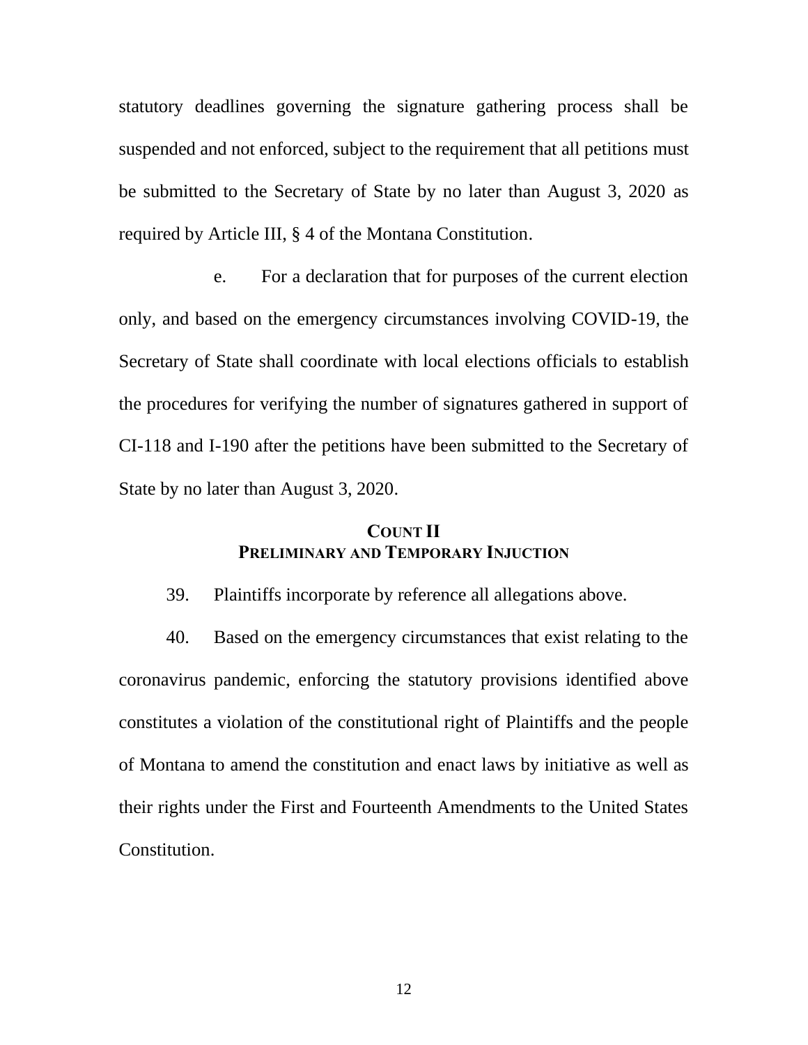statutory deadlines governing the signature gathering process shall be suspended and not enforced, subject to the requirement that all petitions must be submitted to the Secretary of State by no later than August 3, 2020 as required by Article III, § 4 of the Montana Constitution.

e. For a declaration that for purposes of the current election only, and based on the emergency circumstances involving COVID-19, the Secretary of State shall coordinate with local elections officials to establish the procedures for verifying the number of signatures gathered in support of CI-118 and I-190 after the petitions have been submitted to the Secretary of State by no later than August 3, 2020.

## COUNT II
## PRELIMINARY AND TEMPORARY INJUCTION

39. Plaintiffs incorporate by reference all allegations above.

40. Based on the emergency circumstances that exist relating to the coronavirus pandemic, enforcing the statutory provisions identified above constitutes a violation of the constitutional right of Plaintiffs and the people of Montana to amend the constitution and enact laws by initiative as well as their rights under the First and Fourteenth Amendments to the United States Constitution.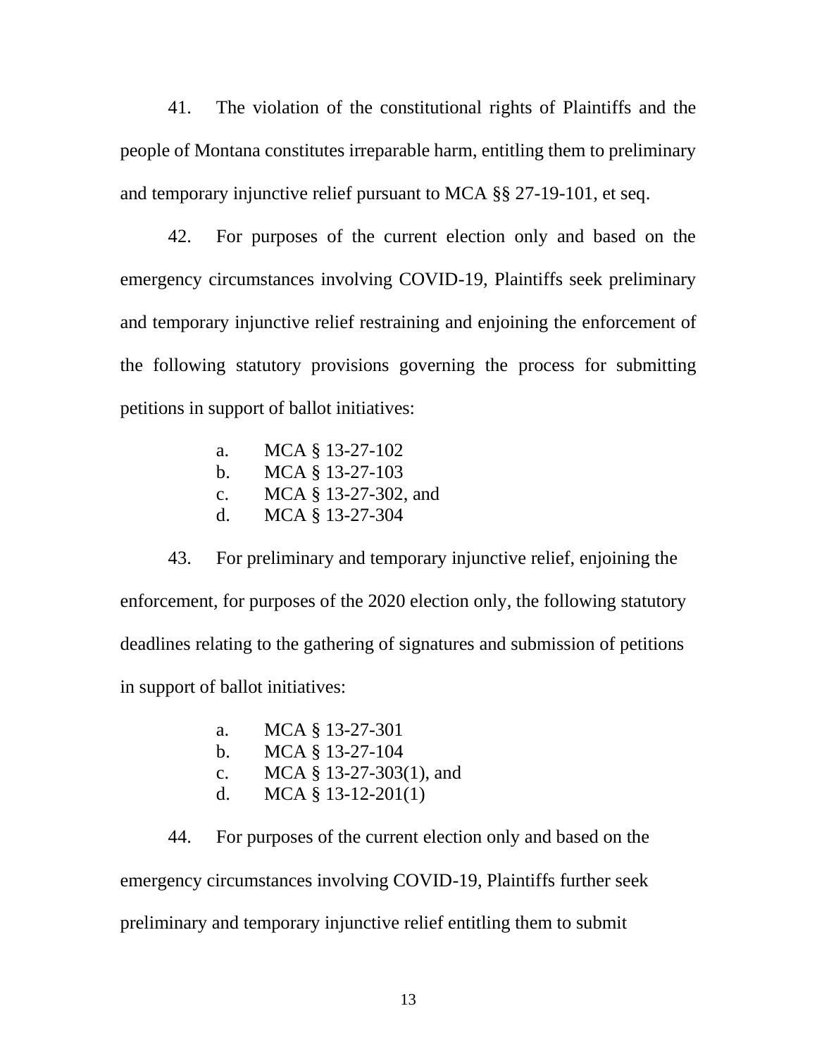41. The violation of the constitutional rights of Plaintiffs and the people of Montana constitutes irreparable harm, entitling them to preliminary and temporary injunctive relief pursuant to MCA §§ 27-19-101, et seq.

42. For purposes of the current election only and based on the emergency circumstances involving COVID-19, Plaintiffs seek preliminary and temporary injunctive relief restraining and enjoining the enforcement of the following statutory provisions governing the process for submitting petitions in support of ballot initiatives:

a. MCA § 13-27-102
b. MCA § 13-27-103
c. MCA § 13-27-302, and
d. MCA § 13-27-304

43. For preliminary and temporary injunctive relief, enjoining the enforcement, for purposes of the 2020 election only, the following statutory deadlines relating to the gathering of signatures and submission of petitions in support of ballot initiatives:

a. MCA § 13-27-301
b. MCA § 13-27-104
c. MCA § 13-27-303(1), and
d. MCA § 13-12-201(1)

44. For purposes of the current election only and based on the emergency circumstances involving COVID-19, Plaintiffs further seek preliminary and temporary injunctive relief entitling them to submit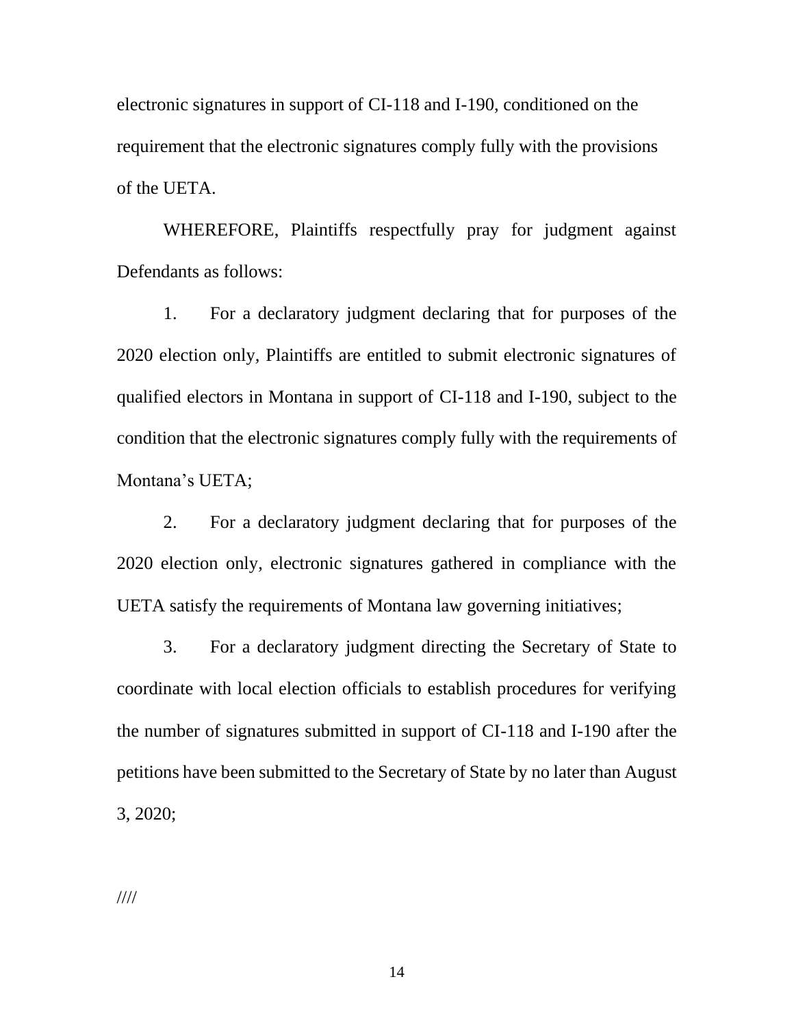electronic signatures in support of CI-118 and I-190, conditioned on the requirement that the electronic signatures comply fully with the provisions of the UETA.

WHEREFORE, Plaintiffs respectfully pray for judgment against Defendants as follows:

1. For a declaratory judgment declaring that for purposes of the 2020 election only, Plaintiffs are entitled to submit electronic signatures of qualified electors in Montana in support of CI-118 and I-190, subject to the condition that the electronic signatures comply fully with the requirements of Montana's UETA;

2. For a declaratory judgment declaring that for purposes of the 2020 election only, electronic signatures gathered in compliance with the UETA satisfy the requirements of Montana law governing initiatives;

3. For a declaratory judgment directing the Secretary of State to coordinate with local election officials to establish procedures for verifying the number of signatures submitted in support of CI-118 and I-190 after the petitions have been submitted to the Secretary of State by no later than August 3, 2020;

////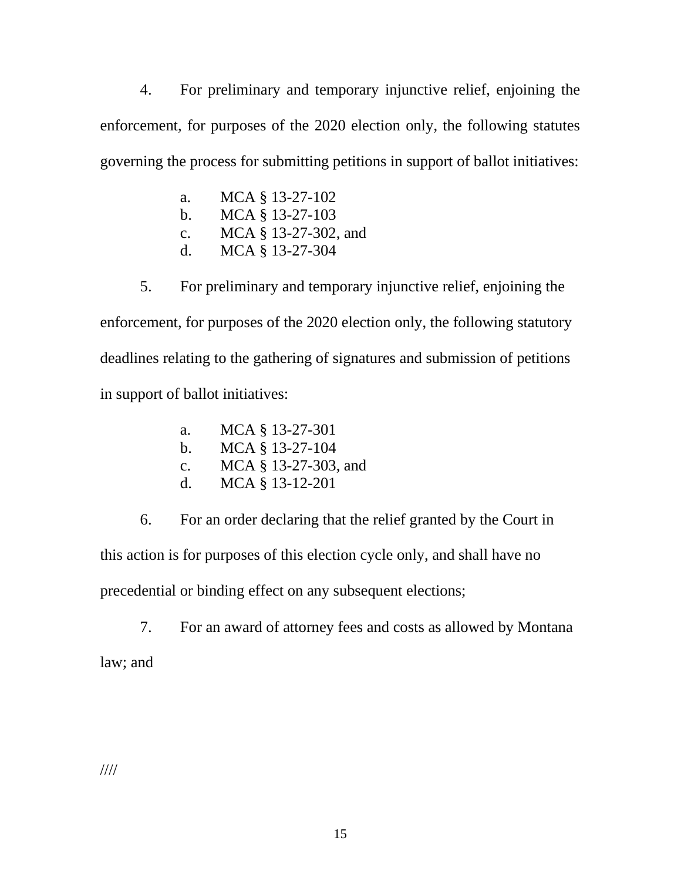4. For preliminary and temporary injunctive relief, enjoining the enforcement, for purposes of the 2020 election only, the following statutes governing the process for submitting petitions in support of ballot initiatives:

   a. MCA § 13-27-102
   b. MCA § 13-27-103
   c. MCA § 13-27-302, and
   d. MCA § 13-27-304

5. For preliminary and temporary injunctive relief, enjoining the enforcement, for purposes of the 2020 election only, the following statutory deadlines relating to the gathering of signatures and submission of petitions in support of ballot initiatives:

   a. MCA § 13-27-301
   b. MCA § 13-27-104
   c. MCA § 13-27-303, and
   d. MCA § 13-12-201

6. For an order declaring that the relief granted by the Court in this action is for purposes of this election cycle only, and shall have no precedential or binding effect on any subsequent elections;

7. For an award of attorney fees and costs as allowed by Montana law; and

////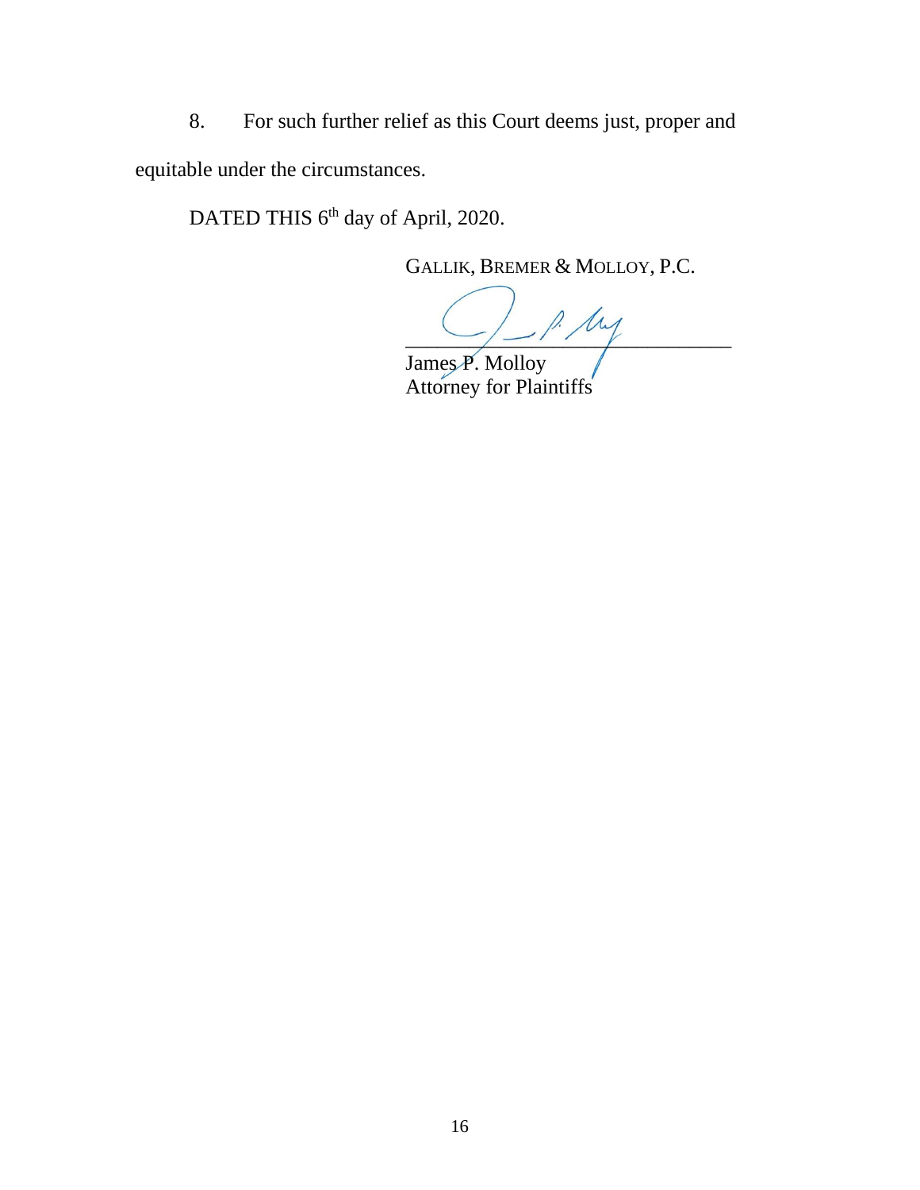8. For such further relief as this Court deems just, proper and equitable under the circumstances.

DATED THIS 6th day of April, 2020.

GALLIK, BREMER & MOLLOY, P.C.

_______________________________
James P. Molloy
Attorney for Plaintiffs